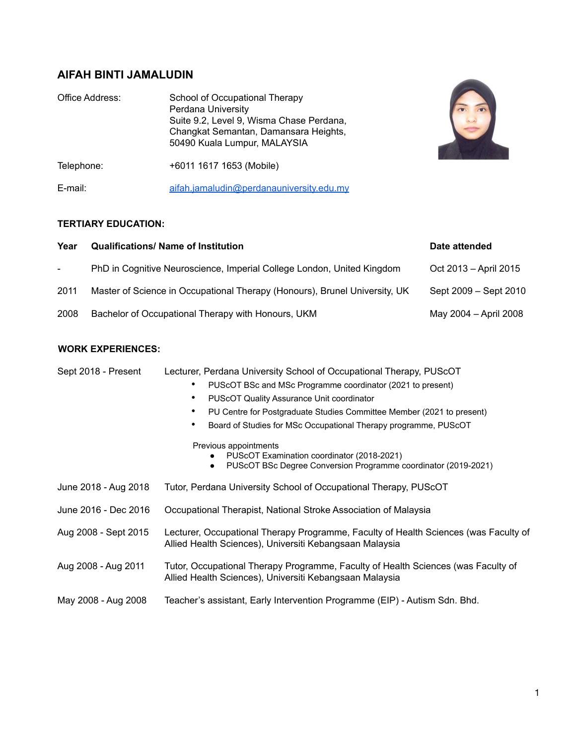# AIFAH BINTI JAMALUDIN

| | |
|---|---|
| Office Address: | School of Occupational Therapy<br>Perdana University<br>Suite 9.2, Level 9, Wisma Chase Perdana,<br>Changkat Semantan, Damansara Heights,<br>50490 Kuala Lumpur, MALAYSIA |
| Telephone: | +6011 1617 1653 (Mobile) |
| E-mail: | aifah.jamaludin@perdanauniversity.edu.my |

## TERTIARY EDUCATION:

| Year | Qualifications/ Name of Institution | Date attended |
|---|---|---|
| - | PhD in Cognitive Neuroscience, Imperial College London, United Kingdom | Oct 2013 – April 2015 |
| 2011 | Master of Science in Occupational Therapy (Honours), Brunel University, UK | Sept 2009 – Sept 2010 |
| 2008 | Bachelor of Occupational Therapy with Honours, UKM | May 2004 – April 2008 |

## WORK EXPERIENCES:

**Sept 2018 - Present**
Lecturer, Perdana University School of Occupational Therapy, PUScOT
- PUScOT BSc and MSc Programme coordinator (2021 to present)
- PUScOT Quality Assurance Unit coordinator
- PU Centre for Postgraduate Studies Committee Member (2021 to present)
- Board of Studies for MSc Occupational Therapy programme, PUScOT

Previous appointments
- PUScOT Examination coordinator (2018-2021)
- PUScOT BSc Degree Conversion Programme coordinator (2019-2021)

**June 2018 - Aug 2018**
Tutor, Perdana University School of Occupational Therapy, PUScOT

**June 2016 - Dec 2016**
Occupational Therapist, National Stroke Association of Malaysia

**Aug 2008 - Sept 2015**
Lecturer, Occupational Therapy Programme, Faculty of Health Sciences (was Faculty of Allied Health Sciences), Universiti Kebangsaan Malaysia

**Aug 2008 - Aug 2011**
Tutor, Occupational Therapy Programme, Faculty of Health Sciences (was Faculty of Allied Health Sciences), Universiti Kebangsaan Malaysia

**May 2008 - Aug 2008**
Teacher's assistant, Early Intervention Programme (EIP) - Autism Sdn. Bhd.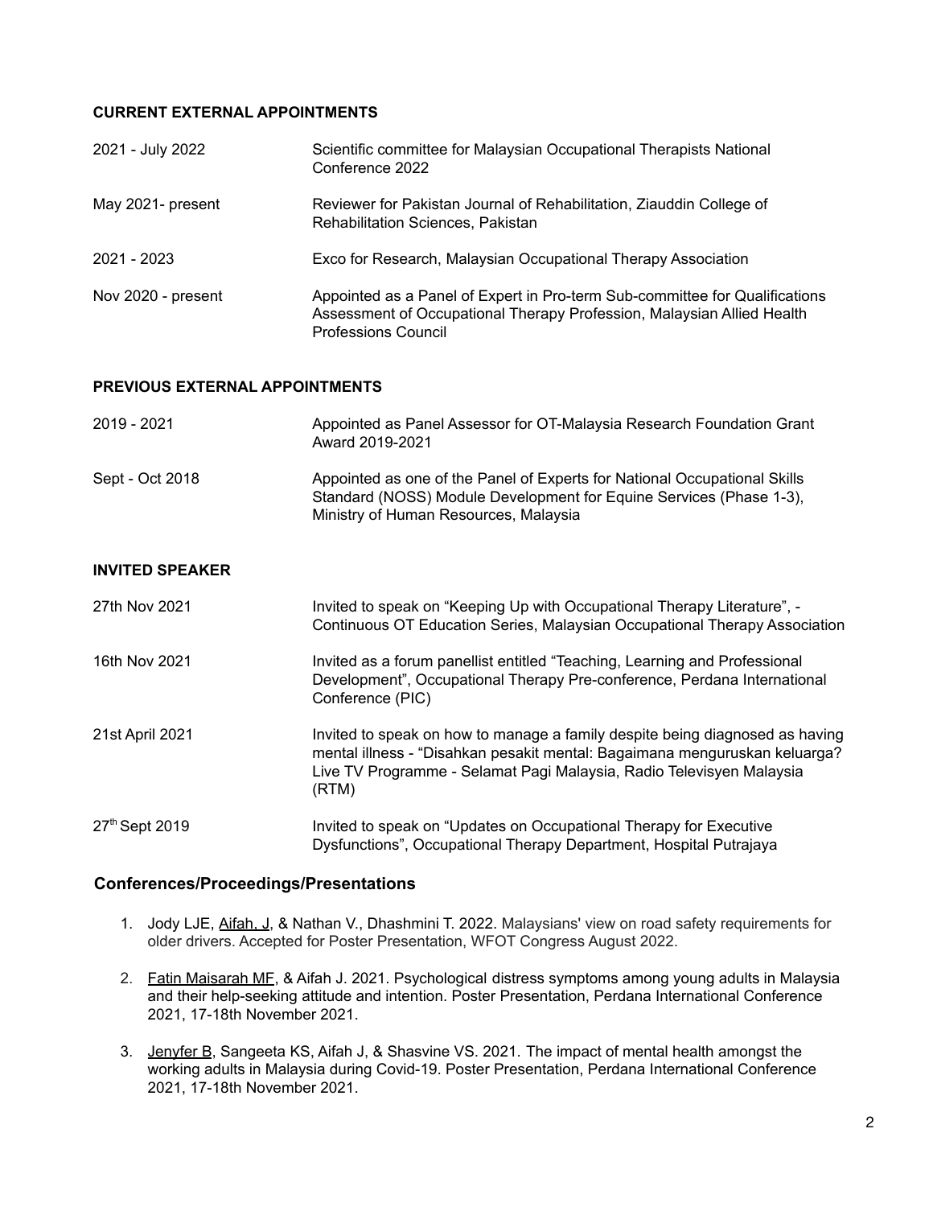**CURRENT EXTERNAL APPOINTMENTS**

| | |
|---|---|
| 2021 - July 2022 | Scientific committee for Malaysian Occupational Therapists National Conference 2022 |
| May 2021- present | Reviewer for Pakistan Journal of Rehabilitation, Ziauddin College of Rehabilitation Sciences, Pakistan |
| 2021 - 2023 | Exco for Research, Malaysian Occupational Therapy Association |
| Nov 2020 - present | Appointed as a Panel of Expert in Pro-term Sub-committee for Qualifications Assessment of Occupational Therapy Profession, Malaysian Allied Health Professions Council |

**PREVIOUS EXTERNAL APPOINTMENTS**

| | |
|---|---|
| 2019 - 2021 | Appointed as Panel Assessor for OT-Malaysia Research Foundation Grant Award 2019-2021 |
| Sept - Oct 2018 | Appointed as one of the Panel of Experts for National Occupational Skills Standard (NOSS) Module Development for Equine Services (Phase 1-3), Ministry of Human Resources, Malaysia |

**INVITED SPEAKER**

| | |
|---|---|
| 27th Nov 2021 | Invited to speak on "Keeping Up with Occupational Therapy Literature", - Continuous OT Education Series, Malaysian Occupational Therapy Association |
| 16th Nov 2021 | Invited as a forum panellist entitled "Teaching, Learning and Professional Development", Occupational Therapy Pre-conference, Perdana International Conference (PIC) |
| 21st April 2021 | Invited to speak on how to manage a family despite being diagnosed as having mental illness - "Disahkan pesakit mental: Bagaimana menguruskan keluarga? Live TV Programme - Selamat Pagi Malaysia, Radio Televisyen Malaysia (RTM) |
| 27th Sept 2019 | Invited to speak on "Updates on Occupational Therapy for Executive Dysfunctions", Occupational Therapy Department, Hospital Putrajaya |

**Conferences/Proceedings/Presentations**

1. Jody LJE, Aifah, J, & Nathan V., Dhashmini T. 2022. Malaysians' view on road safety requirements for older drivers. Accepted for Poster Presentation, WFOT Congress August 2022.
2. Fatin Maisarah MF, & Aifah J. 2021. Psychological distress symptoms among young adults in Malaysia and their help-seeking attitude and intention. Poster Presentation, Perdana International Conference 2021, 17-18th November 2021.
3. Jenyfer B, Sangeeta KS, Aifah J, & Shasvine VS. 2021. The impact of mental health amongst the working adults in Malaysia during Covid-19. Poster Presentation, Perdana International Conference 2021, 17-18th November 2021.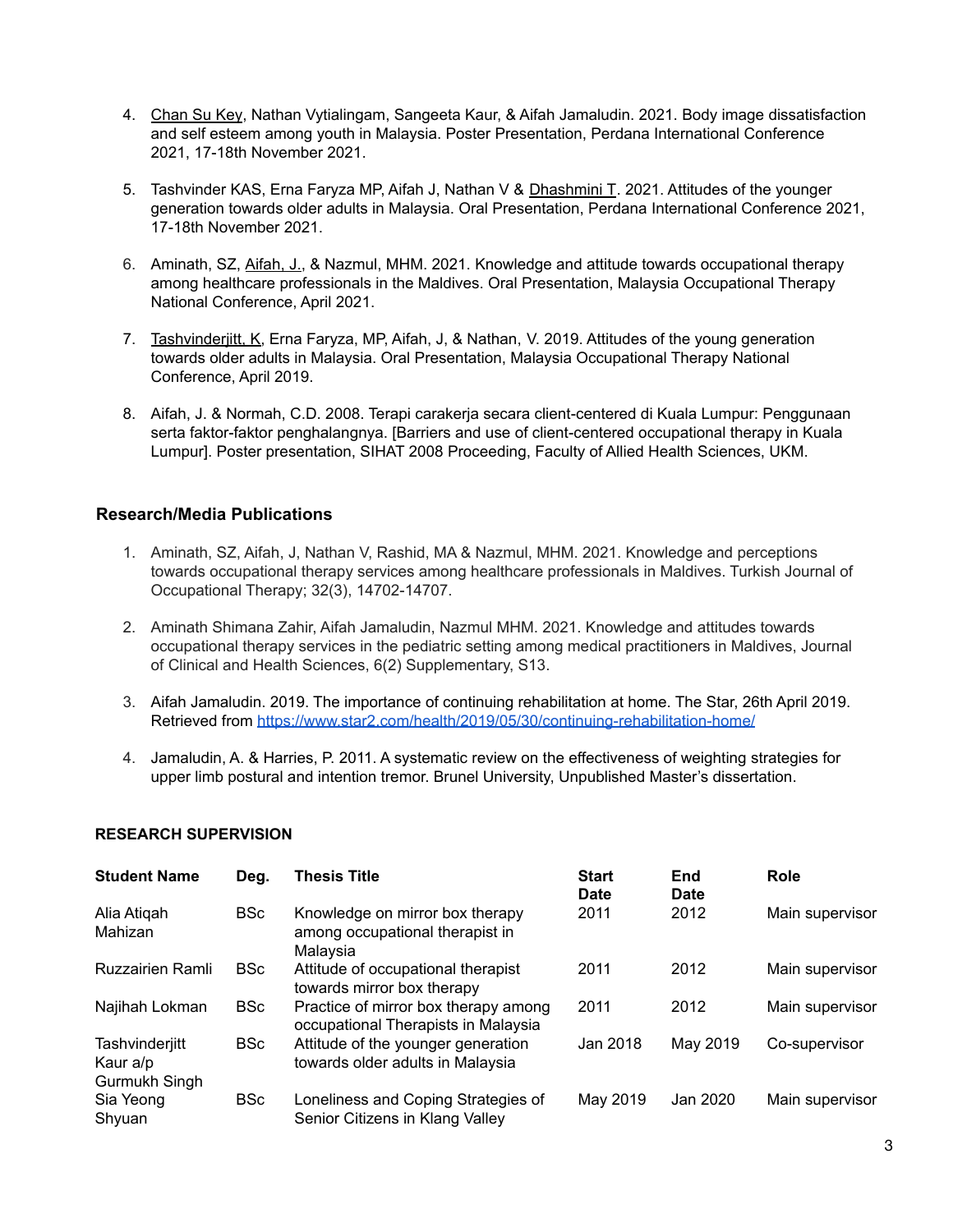4. <u>Chan Su Key</u>, Nathan Vytialingam, Sangeeta Kaur, & Aifah Jamaludin. 2021. Body image dissatisfaction and self esteem among youth in Malaysia. Poster Presentation, Perdana International Conference 2021, 17-18th November 2021.

5. Tashvinder KAS, Erna Faryza MP, Aifah J, Nathan V & <u>Dhashmini T</u>. 2021. Attitudes of the younger generation towards older adults in Malaysia. Oral Presentation, Perdana International Conference 2021, 17-18th November 2021.

6. Aminath, SZ, <u>Aifah, J.</u>, & Nazmul, MHM. 2021. Knowledge and attitude towards occupational therapy among healthcare professionals in the Maldives. Oral Presentation, Malaysia Occupational Therapy National Conference, April 2021.

7. <u>Tashvinderjitt, K</u>, Erna Faryza, MP, Aifah, J, & Nathan, V. 2019. Attitudes of the young generation towards older adults in Malaysia. Oral Presentation, Malaysia Occupational Therapy National Conference, April 2019.

8. Aifah, J. & Normah, C.D. 2008. Terapi carakerja secara client-centered di Kuala Lumpur: Penggunaan serta faktor-faktor penghalangnya. [Barriers and use of client-centered occupational therapy in Kuala Lumpur]. Poster presentation, SIHAT 2008 Proceeding, Faculty of Allied Health Sciences, UKM.

## Research/Media Publications

1. Aminath, SZ, Aifah, J, Nathan V, Rashid, MA & Nazmul, MHM. 2021. Knowledge and perceptions towards occupational therapy services among healthcare professionals in Maldives. Turkish Journal of Occupational Therapy; 32(3), 14702-14707.

2. Aminath Shimana Zahir, Aifah Jamaludin, Nazmul MHM. 2021. Knowledge and attitudes towards occupational therapy services in the pediatric setting among medical practitioners in Maldives, Journal of Clinical and Health Sciences, 6(2) Supplementary, S13.

3. Aifah Jamaludin. 2019. The importance of continuing rehabilitation at home. The Star, 26th April 2019. Retrieved from https://www.star2.com/health/2019/05/30/continuing-rehabilitation-home/

4. Jamaludin, A. & Harries, P. 2011. A systematic review on the effectiveness of weighting strategies for upper limb postural and intention tremor. Brunel University, Unpublished Master's dissertation.

## RESEARCH SUPERVISION

| Student Name | Deg. | Thesis Title | Start Date | End Date | Role |
|---|---|---|---|---|---|
| Alia Atiqah Mahizan | BSc | Knowledge on mirror box therapy among occupational therapist in Malaysia | 2011 | 2012 | Main supervisor |
| Ruzzairien Ramli | BSc | Attitude of occupational therapist towards mirror box therapy | 2011 | 2012 | Main supervisor |
| Najihah Lokman | BSc | Practice of mirror box therapy among occupational Therapists in Malaysia | 2011 | 2012 | Main supervisor |
| Tashvinderjitt Kaur a/p Gurmukh Singh | BSc | Attitude of the younger generation towards older adults in Malaysia | Jan 2018 | May 2019 | Co-supervisor |
| Sia Yeong Shyuan | BSc | Loneliness and Coping Strategies of Senior Citizens in Klang Valley | May 2019 | Jan 2020 | Main supervisor |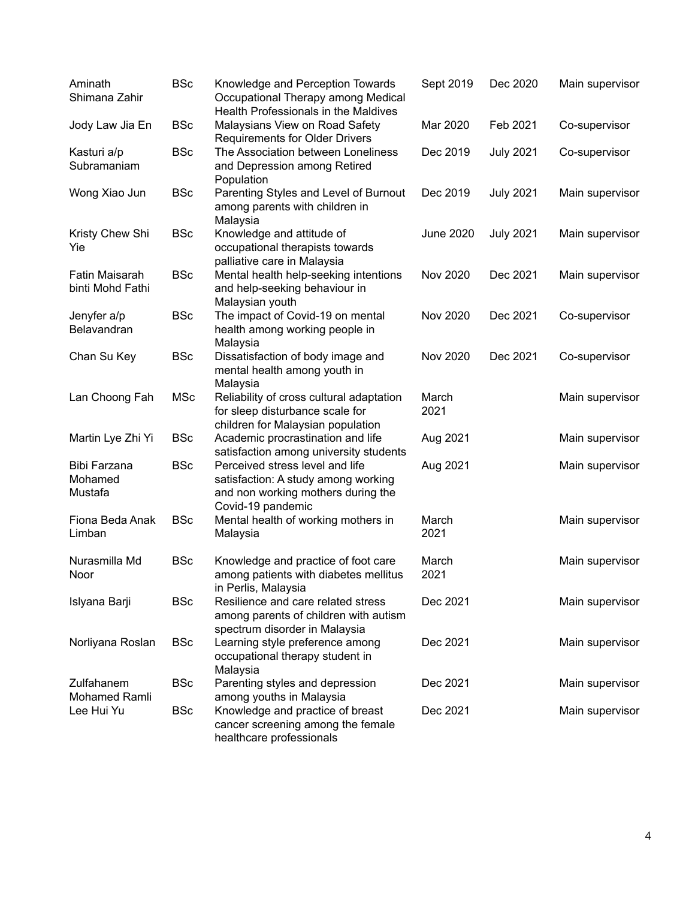| | | | | | |
|---|---|---|---|---|---|
| Aminath Shimana Zahir | BSc | Knowledge and Perception Towards Occupational Therapy among Medical Health Professionals in the Maldives | Sept 2019 | Dec 2020 | Main supervisor |
| Jody Law Jia En | BSc | Malaysians View on Road Safety Requirements for Older Drivers | Mar 2020 | Feb 2021 | Co-supervisor |
| Kasturi a/p Subramaniam | BSc | The Association between Loneliness and Depression among Retired Population | Dec 2019 | July 2021 | Co-supervisor |
| Wong Xiao Jun | BSc | Parenting Styles and Level of Burnout among parents with children in Malaysia | Dec 2019 | July 2021 | Main supervisor |
| Kristy Chew Shi Yie | BSc | Knowledge and attitude of occupational therapists towards palliative care in Malaysia | June 2020 | July 2021 | Main supervisor |
| Fatin Maisarah binti Mohd Fathi | BSc | Mental health help-seeking intentions and help-seeking behaviour in Malaysian youth | Nov 2020 | Dec 2021 | Main supervisor |
| Jenyfer a/p Belavandran | BSc | The impact of Covid-19 on mental health among working people in Malaysia | Nov 2020 | Dec 2021 | Co-supervisor |
| Chan Su Key | BSc | Dissatisfaction of body image and mental health among youth in Malaysia | Nov 2020 | Dec 2021 | Co-supervisor |
| Lan Choong Fah | MSc | Reliability of cross cultural adaptation for sleep disturbance scale for children for Malaysian population | March 2021 | | Main supervisor |
| Martin Lye Zhi Yi | BSc | Academic procrastination and life satisfaction among university students | Aug 2021 | | Main supervisor |
| Bibi Farzana Mohamed Mustafa | BSc | Perceived stress level and life satisfaction: A study among working and non working mothers during the Covid-19 pandemic | Aug 2021 | | Main supervisor |
| Fiona Beda Anak Limban | BSc | Mental health of working mothers in Malaysia | March 2021 | | Main supervisor |
| Nurasmilla Md Noor | BSc | Knowledge and practice of foot care among patients with diabetes mellitus in Perlis, Malaysia | March 2021 | | Main supervisor |
| Islyana Barji | BSc | Resilience and care related stress among parents of children with autism spectrum disorder in Malaysia | Dec 2021 | | Main supervisor |
| Norliyana Roslan | BSc | Learning style preference among occupational therapy student in Malaysia | Dec 2021 | | Main supervisor |
| Zulfahanem Mohamed Ramli | BSc | Parenting styles and depression among youths in Malaysia | Dec 2021 | | Main supervisor |
| Lee Hui Yu | BSc | Knowledge and practice of breast cancer screening among the female healthcare professionals | Dec 2021 | | Main supervisor |